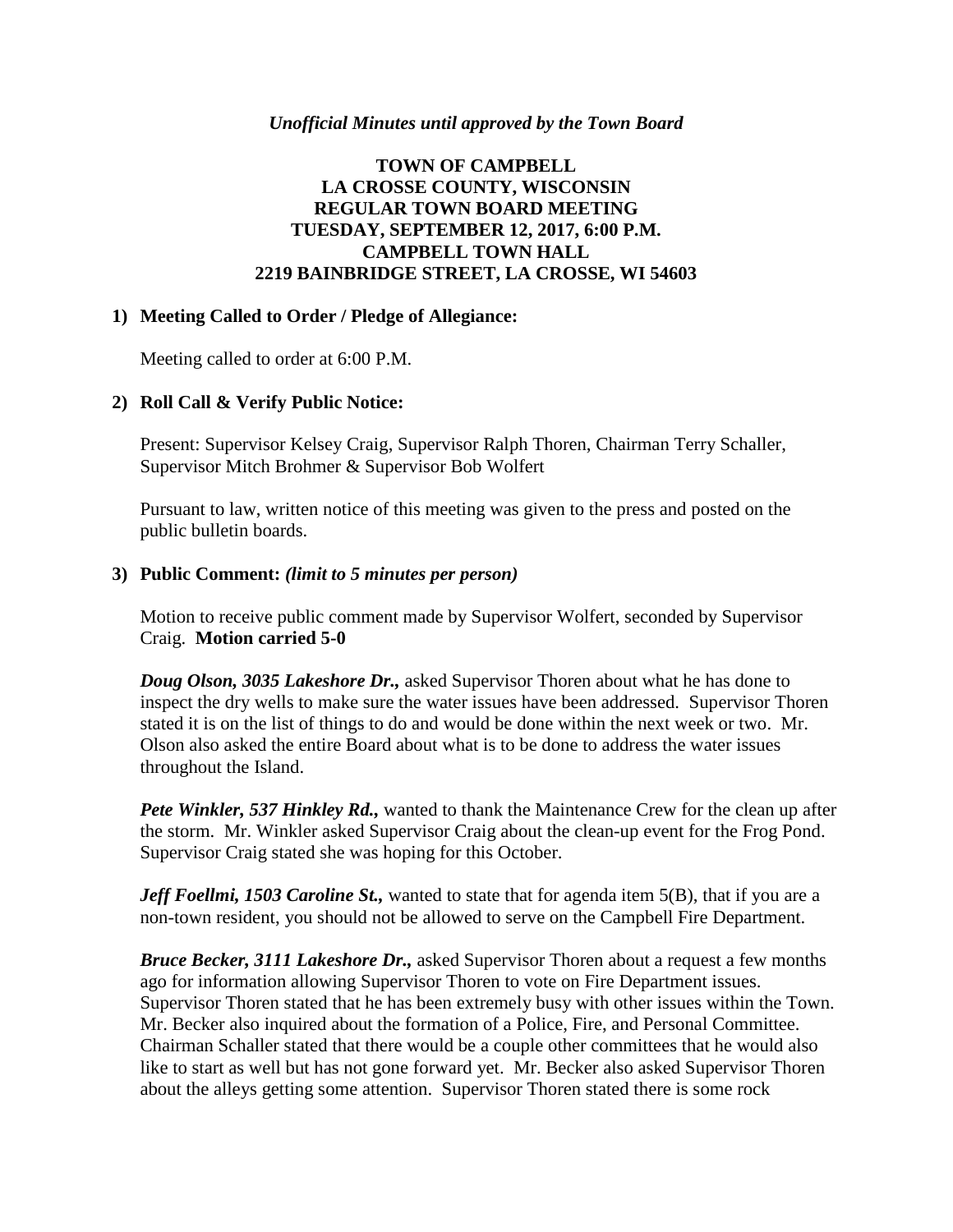*Unofficial Minutes until approved by the Town Board*

# TOWN OF CAMPBELL
# LA CROSSE COUNTY, WISCONSIN
# REGULAR TOWN BOARD MEETING
# TUESDAY, SEPTEMBER 12, 2017, 6:00 P.M.
# CAMPBELL TOWN HALL
# 2219 BAINBRIDGE STREET, LA CROSSE, WI 54603

**1) Meeting Called to Order / Pledge of Allegiance:**

Meeting called to order at 6:00 P.M.

**2) Roll Call & Verify Public Notice:**

Present: Supervisor Kelsey Craig, Supervisor Ralph Thoren, Chairman Terry Schaller, Supervisor Mitch Brohmer & Supervisor Bob Wolfert

Pursuant to law, written notice of this meeting was given to the press and posted on the public bulletin boards.

**3) Public Comment:** ***(limit to 5 minutes per person)***

Motion to receive public comment made by Supervisor Wolfert, seconded by Supervisor Craig. **Motion carried 5-0**

***Doug Olson, 3035 Lakeshore Dr.,*** asked Supervisor Thoren about what he has done to inspect the dry wells to make sure the water issues have been addressed. Supervisor Thoren stated it is on the list of things to do and would be done within the next week or two. Mr. Olson also asked the entire Board about what is to be done to address the water issues throughout the Island.

***Pete Winkler, 537 Hinkley Rd.,*** wanted to thank the Maintenance Crew for the clean up after the storm. Mr. Winkler asked Supervisor Craig about the clean-up event for the Frog Pond. Supervisor Craig stated she was hoping for this October.

***Jeff Foellmi, 1503 Caroline St.,*** wanted to state that for agenda item 5(B), that if you are a non-town resident, you should not be allowed to serve on the Campbell Fire Department.

***Bruce Becker, 3111 Lakeshore Dr.,*** asked Supervisor Thoren about a request a few months ago for information allowing Supervisor Thoren to vote on Fire Department issues. Supervisor Thoren stated that he has been extremely busy with other issues within the Town. Mr. Becker also inquired about the formation of a Police, Fire, and Personal Committee. Chairman Schaller stated that there would be a couple other committees that he would also like to start as well but has not gone forward yet. Mr. Becker also asked Supervisor Thoren about the alleys getting some attention. Supervisor Thoren stated there is some rock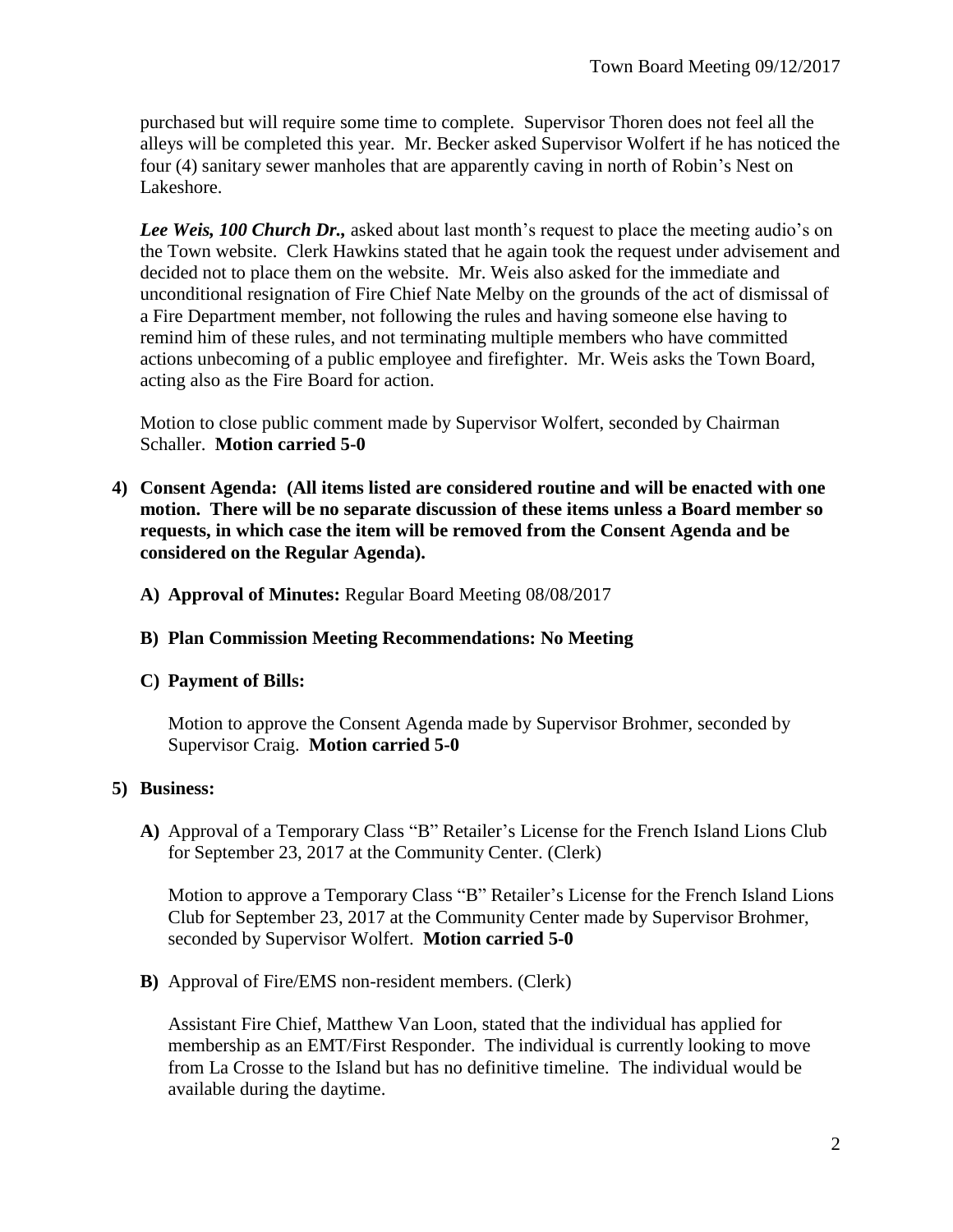purchased but will require some time to complete. Supervisor Thoren does not feel all the alleys will be completed this year. Mr. Becker asked Supervisor Wolfert if he has noticed the four (4) sanitary sewer manholes that are apparently caving in north of Robin's Nest on Lakeshore.

***Lee Weis, 100 Church Dr.,*** asked about last month's request to place the meeting audio's on the Town website. Clerk Hawkins stated that he again took the request under advisement and decided not to place them on the website. Mr. Weis also asked for the immediate and unconditional resignation of Fire Chief Nate Melby on the grounds of the act of dismissal of a Fire Department member, not following the rules and having someone else having to remind him of these rules, and not terminating multiple members who have committed actions unbecoming of a public employee and firefighter. Mr. Weis asks the Town Board, acting also as the Fire Board for action.

Motion to close public comment made by Supervisor Wolfert, seconded by Chairman Schaller. **Motion carried 5-0**

4) **Consent Agenda: (All items listed are considered routine and will be enacted with one motion. There will be no separate discussion of these items unless a Board member so requests, in which case the item will be removed from the Consent Agenda and be considered on the Regular Agenda).**

   **A) Approval of Minutes:** Regular Board Meeting 08/08/2017

   **B) Plan Commission Meeting Recommendations: No Meeting**

   **C) Payment of Bills:**

   Motion to approve the Consent Agenda made by Supervisor Brohmer, seconded by Supervisor Craig. **Motion carried 5-0**

5) **Business:**

   **A)** Approval of a Temporary Class "B" Retailer's License for the French Island Lions Club for September 23, 2017 at the Community Center. (Clerk)

   Motion to approve a Temporary Class "B" Retailer's License for the French Island Lions Club for September 23, 2017 at the Community Center made by Supervisor Brohmer, seconded by Supervisor Wolfert. **Motion carried 5-0**

   **B)** Approval of Fire/EMS non-resident members. (Clerk)

   Assistant Fire Chief, Matthew Van Loon, stated that the individual has applied for membership as an EMT/First Responder. The individual is currently looking to move from La Crosse to the Island but has no definitive timeline. The individual would be available during the daytime.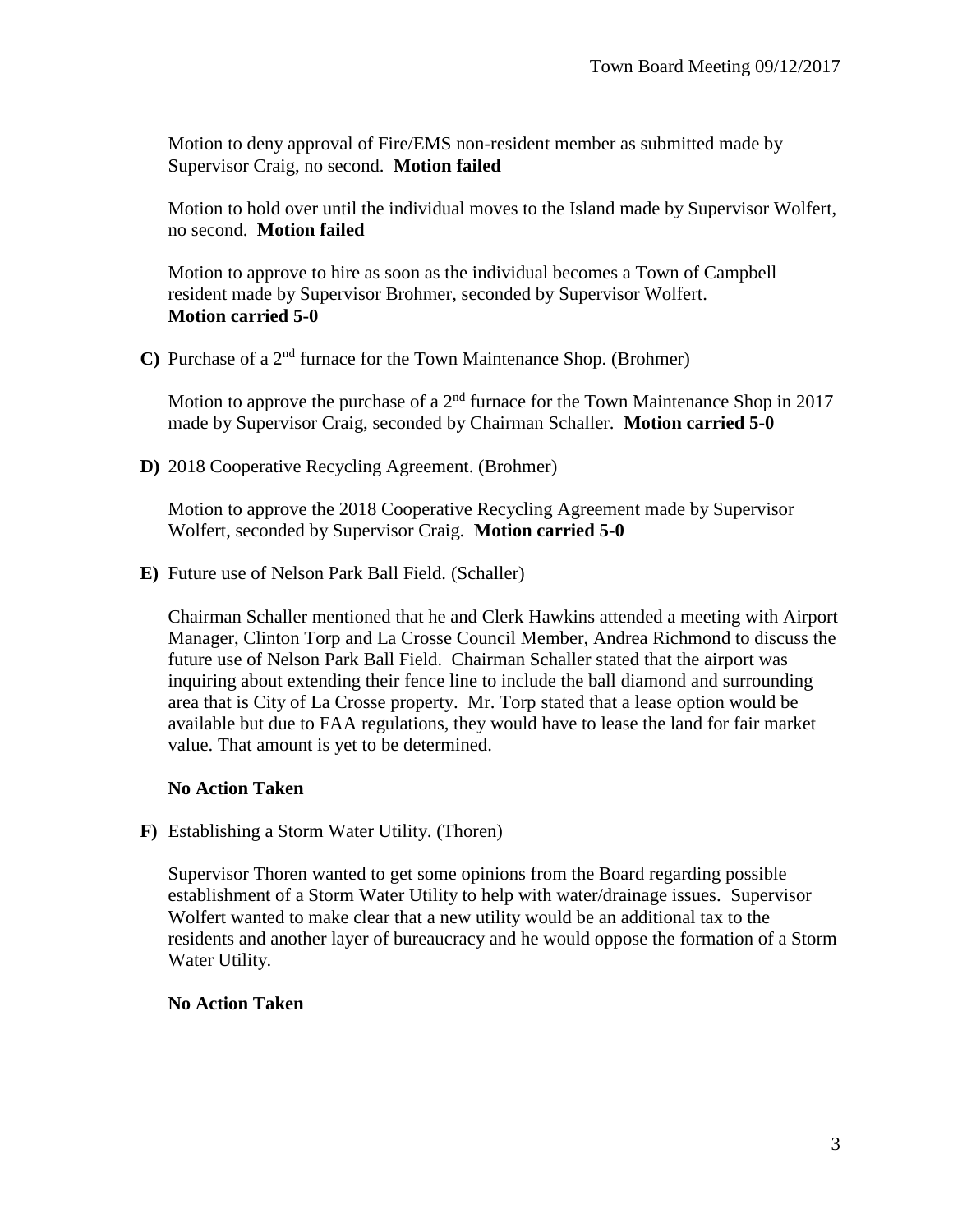Motion to deny approval of Fire/EMS non-resident member as submitted made by Supervisor Craig, no second. **Motion failed**

Motion to hold over until the individual moves to the Island made by Supervisor Wolfert, no second. **Motion failed**

Motion to approve to hire as soon as the individual becomes a Town of Campbell resident made by Supervisor Brohmer, seconded by Supervisor Wolfert. **Motion carried 5-0**

**C)** Purchase of a 2nd furnace for the Town Maintenance Shop. (Brohmer)

Motion to approve the purchase of a 2nd furnace for the Town Maintenance Shop in 2017 made by Supervisor Craig, seconded by Chairman Schaller. **Motion carried 5-0**

**D)** 2018 Cooperative Recycling Agreement. (Brohmer)

Motion to approve the 2018 Cooperative Recycling Agreement made by Supervisor Wolfert, seconded by Supervisor Craig. **Motion carried 5-0**

**E)** Future use of Nelson Park Ball Field. (Schaller)

Chairman Schaller mentioned that he and Clerk Hawkins attended a meeting with Airport Manager, Clinton Torp and La Crosse Council Member, Andrea Richmond to discuss the future use of Nelson Park Ball Field. Chairman Schaller stated that the airport was inquiring about extending their fence line to include the ball diamond and surrounding area that is City of La Crosse property. Mr. Torp stated that a lease option would be available but due to FAA regulations, they would have to lease the land for fair market value. That amount is yet to be determined.

**No Action Taken**

**F)** Establishing a Storm Water Utility. (Thoren)

Supervisor Thoren wanted to get some opinions from the Board regarding possible establishment of a Storm Water Utility to help with water/drainage issues. Supervisor Wolfert wanted to make clear that a new utility would be an additional tax to the residents and another layer of bureaucracy and he would oppose the formation of a Storm Water Utility.

**No Action Taken**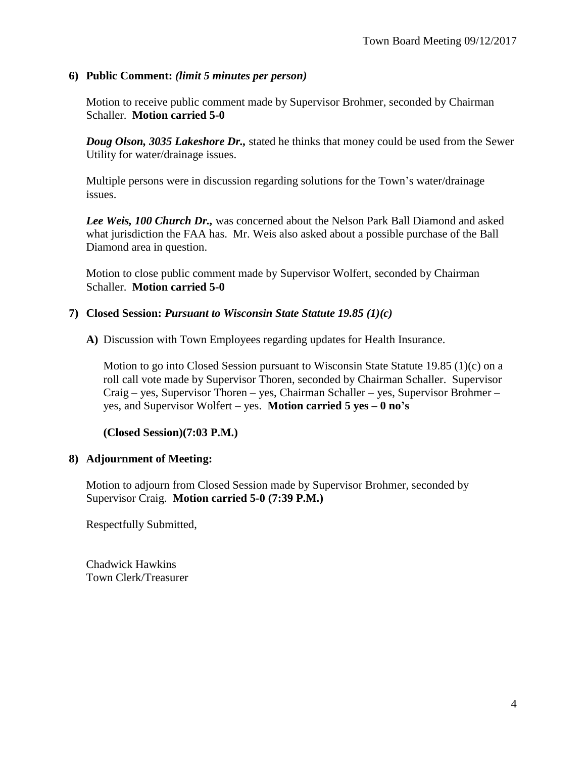**6) Public Comment:** ***(limit 5 minutes per person)***

Motion to receive public comment made by Supervisor Brohmer, seconded by Chairman Schaller. **Motion carried 5-0**

***Doug Olson, 3035 Lakeshore Dr.,*** stated he thinks that money could be used from the Sewer Utility for water/drainage issues.

Multiple persons were in discussion regarding solutions for the Town's water/drainage issues.

***Lee Weis, 100 Church Dr.,*** was concerned about the Nelson Park Ball Diamond and asked what jurisdiction the FAA has. Mr. Weis also asked about a possible purchase of the Ball Diamond area in question.

Motion to close public comment made by Supervisor Wolfert, seconded by Chairman Schaller. **Motion carried 5-0**

**7) Closed Session:** ***Pursuant to Wisconsin State Statute 19.85 (1)(c)***

**A)** Discussion with Town Employees regarding updates for Health Insurance.

Motion to go into Closed Session pursuant to Wisconsin State Statute 19.85 (1)(c) on a roll call vote made by Supervisor Thoren, seconded by Chairman Schaller. Supervisor Craig – yes, Supervisor Thoren – yes, Chairman Schaller – yes, Supervisor Brohmer – yes, and Supervisor Wolfert – yes. **Motion carried 5 yes – 0 no's**

**(Closed Session)(7:03 P.M.)**

**8) Adjournment of Meeting:**

Motion to adjourn from Closed Session made by Supervisor Brohmer, seconded by Supervisor Craig. **Motion carried 5-0 (7:39 P.M.)**

Respectfully Submitted,

Chadwick Hawkins
Town Clerk/Treasurer